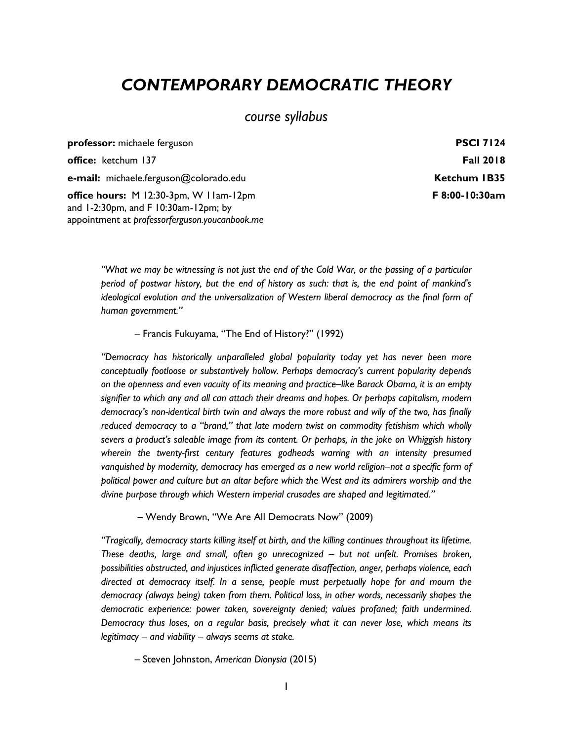# *CONTEMPORARY DEMOCRATIC THEORY*

*course syllabus*

**professor:** michaele ferguson
**office:** ketchum 137
**e-mail:** michaele.ferguson@colorado.edu
**office hours:** M 12:30-3pm, W 11am-12pm and 1-2:30pm, and F 10:30am-12pm; by appointment at *professorferguson.youcanbook.me*

**PSCI 7124**
**Fall 2018**
**Ketchum 1B35**
**F 8:00-10:30am**

*"What we may be witnessing is not just the end of the Cold War, or the passing of a particular period of postwar history, but the end of history as such: that is, the end point of mankind's ideological evolution and the universalization of Western liberal democracy as the final form of human government."*

– Francis Fukuyama, "The End of History?" (1992)

*"Democracy has historically unparalleled global popularity today yet has never been more conceptually footloose or substantively hollow. Perhaps democracy's current popularity depends on the openness and even vacuity of its meaning and practice–like Barack Obama, it is an empty signifier to which any and all can attach their dreams and hopes. Or perhaps capitalism, modern democracy's non-identical birth twin and always the more robust and wily of the two, has finally reduced democracy to a "brand," that late modern twist on commodity fetishism which wholly severs a product's saleable image from its content. Or perhaps, in the joke on Whiggish history wherein the twenty-first century features godheads warring with an intensity presumed vanquished by modernity, democracy has emerged as a new world religion–not a specific form of political power and culture but an altar before which the West and its admirers worship and the divine purpose through which Western imperial crusades are shaped and legitimated."*

– Wendy Brown, "We Are All Democrats Now" (2009)

*"Tragically, democracy starts killing itself at birth, and the killing continues throughout its lifetime. These deaths, large and small, often go unrecognized – but not unfelt. Promises broken, possibilities obstructed, and injustices inflicted generate disaffection, anger, perhaps violence, each directed at democracy itself. In a sense, people must perpetually hope for and mourn the democracy (always being) taken from them. Political loss, in other words, necessarily shapes the democratic experience: power taken, sovereignty denied; values profaned; faith undermined. Democracy thus loses, on a regular basis, precisely what it can never lose, which means its legitimacy – and viability – always seems at stake.*

– Steven Johnston, *American Dionysia* (2015)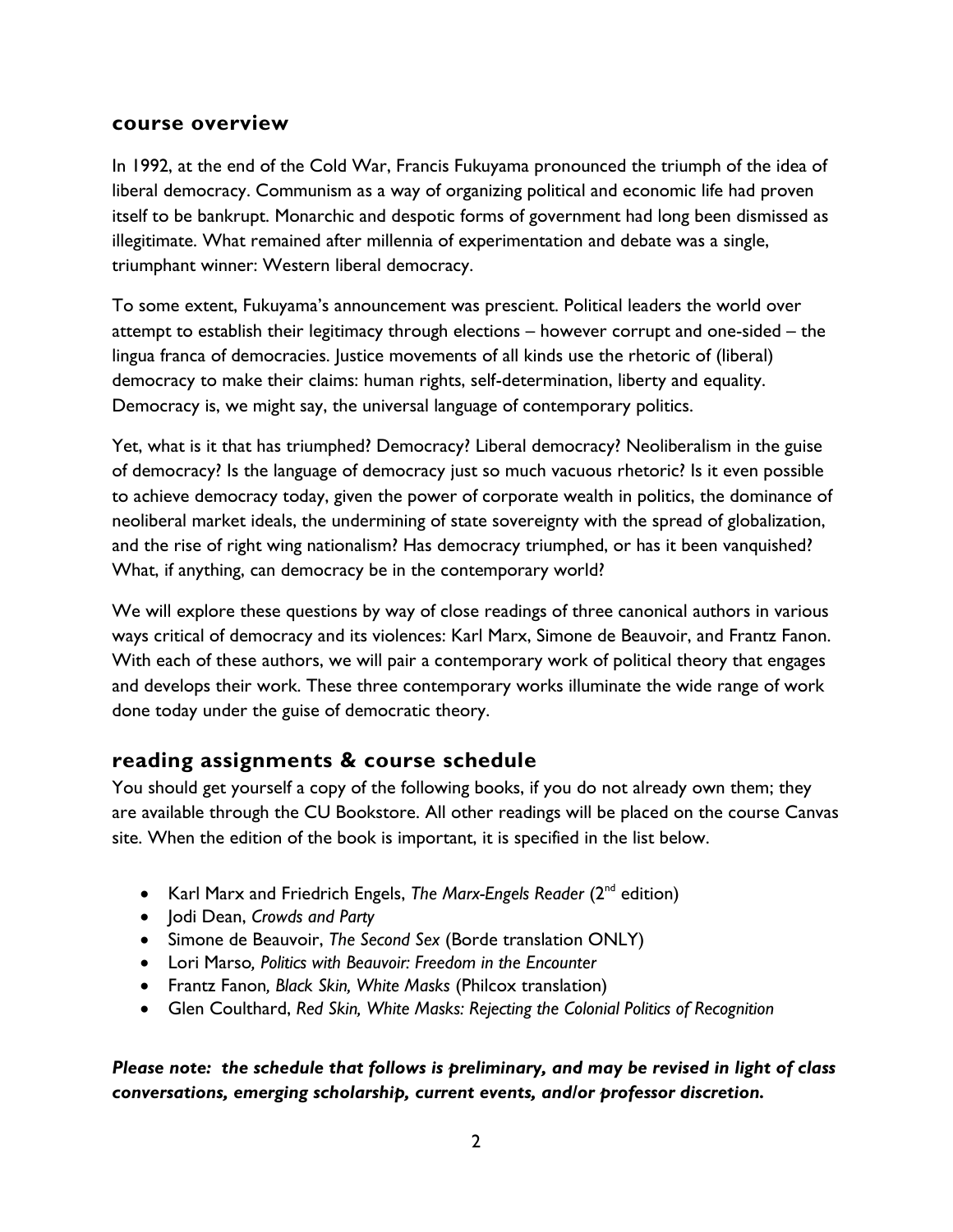## course overview

In 1992, at the end of the Cold War, Francis Fukuyama pronounced the triumph of the idea of liberal democracy. Communism as a way of organizing political and economic life had proven itself to be bankrupt. Monarchic and despotic forms of government had long been dismissed as illegitimate. What remained after millennia of experimentation and debate was a single, triumphant winner: Western liberal democracy.

To some extent, Fukuyama's announcement was prescient. Political leaders the world over attempt to establish their legitimacy through elections – however corrupt and one-sided – the lingua franca of democracies. Justice movements of all kinds use the rhetoric of (liberal) democracy to make their claims: human rights, self-determination, liberty and equality. Democracy is, we might say, the universal language of contemporary politics.

Yet, what is it that has triumphed? Democracy? Liberal democracy? Neoliberalism in the guise of democracy? Is the language of democracy just so much vacuous rhetoric? Is it even possible to achieve democracy today, given the power of corporate wealth in politics, the dominance of neoliberal market ideals, the undermining of state sovereignty with the spread of globalization, and the rise of right wing nationalism? Has democracy triumphed, or has it been vanquished? What, if anything, can democracy be in the contemporary world?

We will explore these questions by way of close readings of three canonical authors in various ways critical of democracy and its violences: Karl Marx, Simone de Beauvoir, and Frantz Fanon. With each of these authors, we will pair a contemporary work of political theory that engages and develops their work. These three contemporary works illuminate the wide range of work done today under the guise of democratic theory.

## reading assignments & course schedule

You should get yourself a copy of the following books, if you do not already own them; they are available through the CU Bookstore. All other readings will be placed on the course Canvas site. When the edition of the book is important, it is specified in the list below.

- Karl Marx and Friedrich Engels, *The Marx-Engels Reader* (2nd edition)
- Jodi Dean, *Crowds and Party*
- Simone de Beauvoir, *The Second Sex* (Borde translation ONLY)
- Lori Marso, *Politics with Beauvoir: Freedom in the Encounter*
- Frantz Fanon, *Black Skin, White Masks* (Philcox translation)
- Glen Coulthard, *Red Skin, White Masks: Rejecting the Colonial Politics of Recognition*

***Please note: the schedule that follows is preliminary, and may be revised in light of class conversations, emerging scholarship, current events, and/or professor discretion.***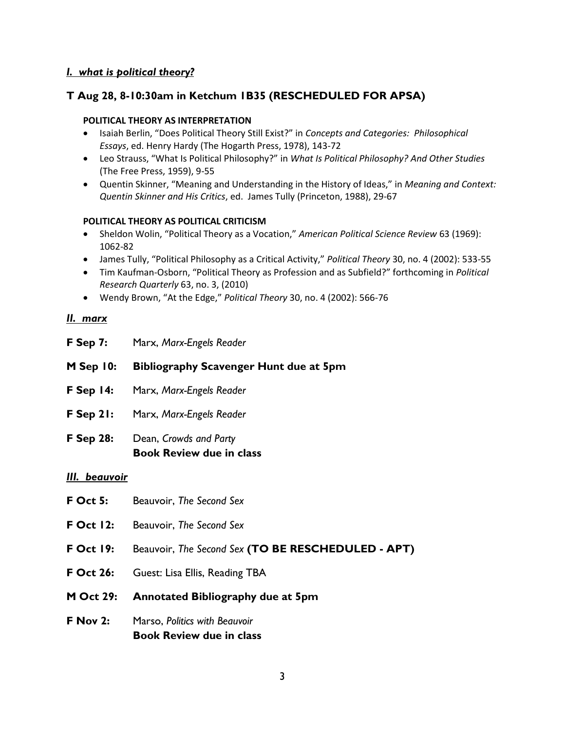## *I. what is political theory?*

### T Aug 28, 8-10:30am in Ketchum 1B35 (RESCHEDULED FOR APSA)

**POLITICAL THEORY AS INTERPRETATION**

- Isaiah Berlin, "Does Political Theory Still Exist?" in *Concepts and Categories: Philosophical Essays*, ed. Henry Hardy (The Hogarth Press, 1978), 143-72
- Leo Strauss, "What Is Political Philosophy?" in *What Is Political Philosophy? And Other Studies* (The Free Press, 1959), 9-55
- Quentin Skinner, "Meaning and Understanding in the History of Ideas," in *Meaning and Context: Quentin Skinner and His Critics*, ed. James Tully (Princeton, 1988), 29-67

**POLITICAL THEORY AS POLITICAL CRITICISM**

- Sheldon Wolin, "Political Theory as a Vocation," *American Political Science Review* 63 (1969): 1062-82
- James Tully, "Political Philosophy as a Critical Activity," *Political Theory* 30, no. 4 (2002): 533-55
- Tim Kaufman-Osborn, "Political Theory as Profession and as Subfield?" forthcoming in *Political Research Quarterly* 63, no. 3, (2010)
- Wendy Brown, "At the Edge," *Political Theory* 30, no. 4 (2002): 566-76

## *II. marx*

**F Sep 7:** Marx, *Marx-Engels Reader*

**M Sep 10: Bibliography Scavenger Hunt due at 5pm**

**F Sep 14:** Marx, *Marx-Engels Reader*

**F Sep 21:** Marx, *Marx-Engels Reader*

**F Sep 28:** Dean, *Crowds and Party*
**Book Review due in class**

## *III. beauvoir*

**F Oct 5:** Beauvoir, *The Second Sex*

**F Oct 12:** Beauvoir, *The Second Sex*

**F Oct 19:** Beauvoir, *The Second Sex* **(TO BE RESCHEDULED - APT)**

**F Oct 26:** Guest: Lisa Ellis, Reading TBA

**M Oct 29: Annotated Bibliography due at 5pm**

**F Nov 2:** Marso, *Politics with Beauvoir*
**Book Review due in class**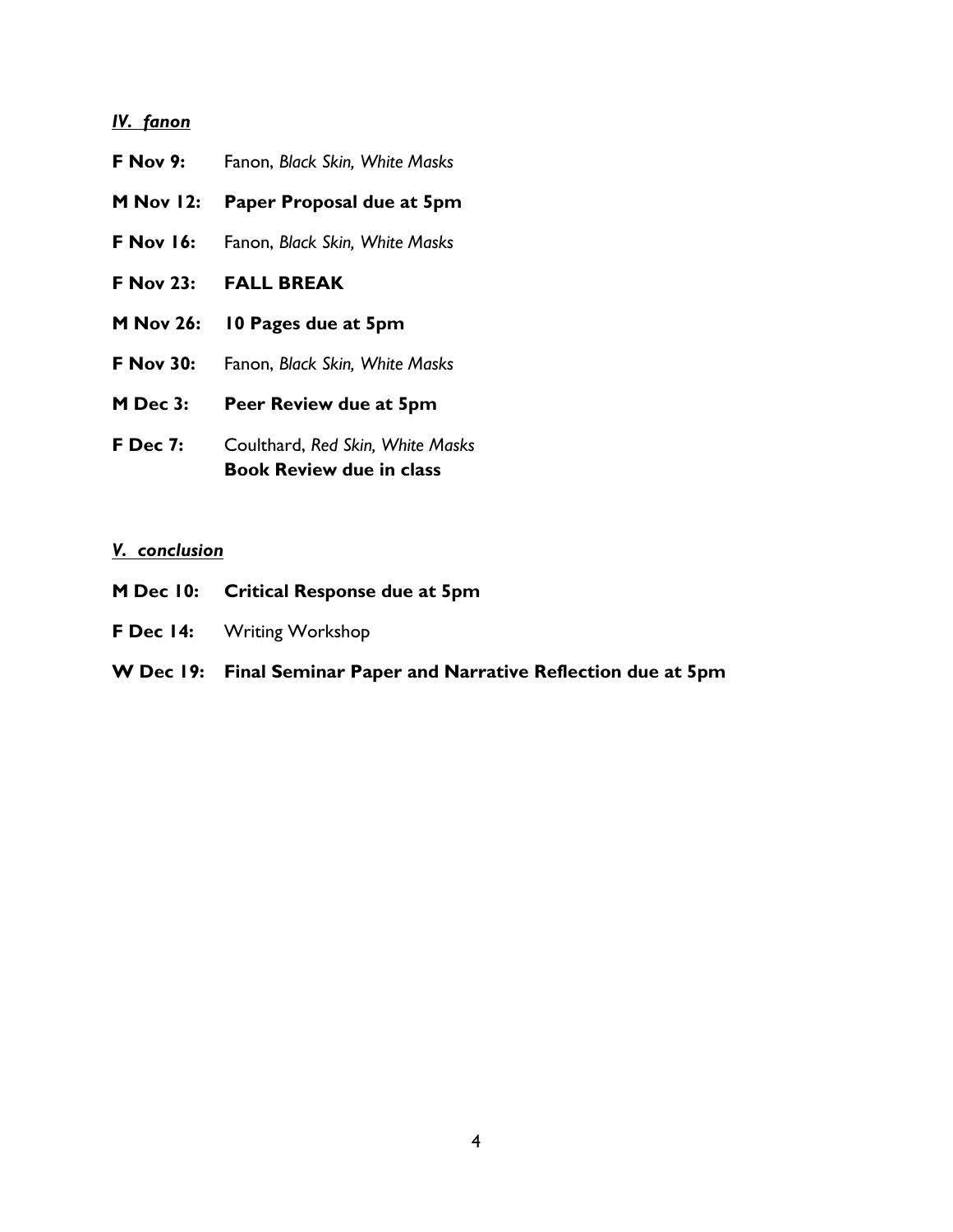***IV. fanon***

**F Nov 9:** Fanon, *Black Skin, White Masks*

**M Nov 12: Paper Proposal due at 5pm**

**F Nov 16:** Fanon, *Black Skin, White Masks*

**F Nov 23: FALL BREAK**

**M Nov 26: 10 Pages due at 5pm**

**F Nov 30:** Fanon, *Black Skin, White Masks*

**M Dec 3: Peer Review due at 5pm**

**F Dec 7:** Coulthard, *Red Skin, White Masks*
**Book Review due in class**

***V. conclusion***

**M Dec 10: Critical Response due at 5pm**

**F Dec 14:** Writing Workshop

**W Dec 19: Final Seminar Paper and Narrative Reflection due at 5pm**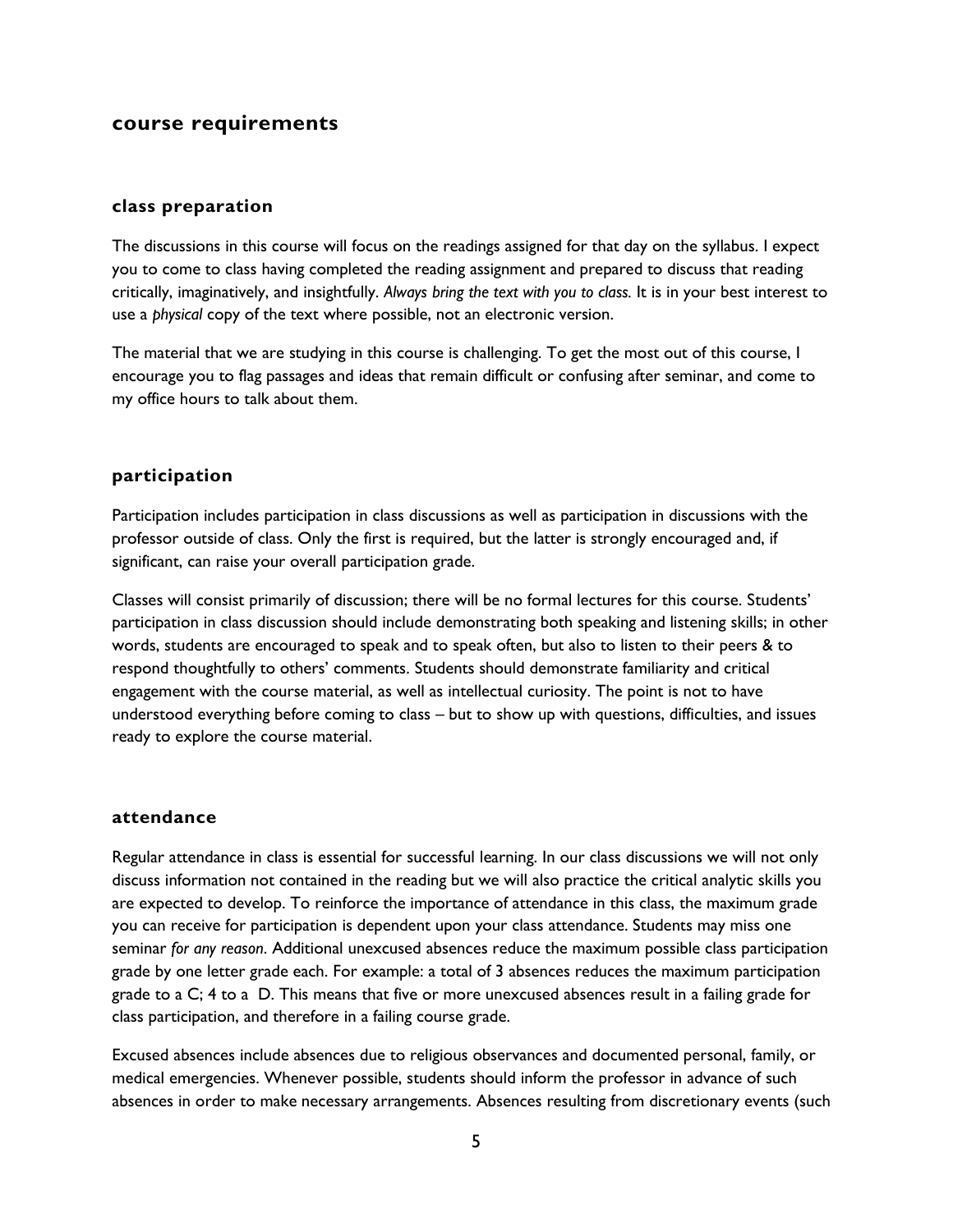## course requirements

### class preparation

The discussions in this course will focus on the readings assigned for that day on the syllabus. I expect you to come to class having completed the reading assignment and prepared to discuss that reading critically, imaginatively, and insightfully. *Always bring the text with you to class.* It is in your best interest to use a *physical* copy of the text where possible, not an electronic version.

The material that we are studying in this course is challenging. To get the most out of this course, I encourage you to flag passages and ideas that remain difficult or confusing after seminar, and come to my office hours to talk about them.

### participation

Participation includes participation in class discussions as well as participation in discussions with the professor outside of class. Only the first is required, but the latter is strongly encouraged and, if significant, can raise your overall participation grade.

Classes will consist primarily of discussion; there will be no formal lectures for this course. Students' participation in class discussion should include demonstrating both speaking and listening skills; in other words, students are encouraged to speak and to speak often, but also to listen to their peers & to respond thoughtfully to others' comments. Students should demonstrate familiarity and critical engagement with the course material, as well as intellectual curiosity. The point is not to have understood everything before coming to class – but to show up with questions, difficulties, and issues ready to explore the course material.

### attendance

Regular attendance in class is essential for successful learning. In our class discussions we will not only discuss information not contained in the reading but we will also practice the critical analytic skills you are expected to develop. To reinforce the importance of attendance in this class, the maximum grade you can receive for participation is dependent upon your class attendance. Students may miss one seminar *for any reason*. Additional unexcused absences reduce the maximum possible class participation grade by one letter grade each. For example: a total of 3 absences reduces the maximum participation grade to a C; 4 to a D. This means that five or more unexcused absences result in a failing grade for class participation, and therefore in a failing course grade.

Excused absences include absences due to religious observances and documented personal, family, or medical emergencies. Whenever possible, students should inform the professor in advance of such absences in order to make necessary arrangements. Absences resulting from discretionary events (such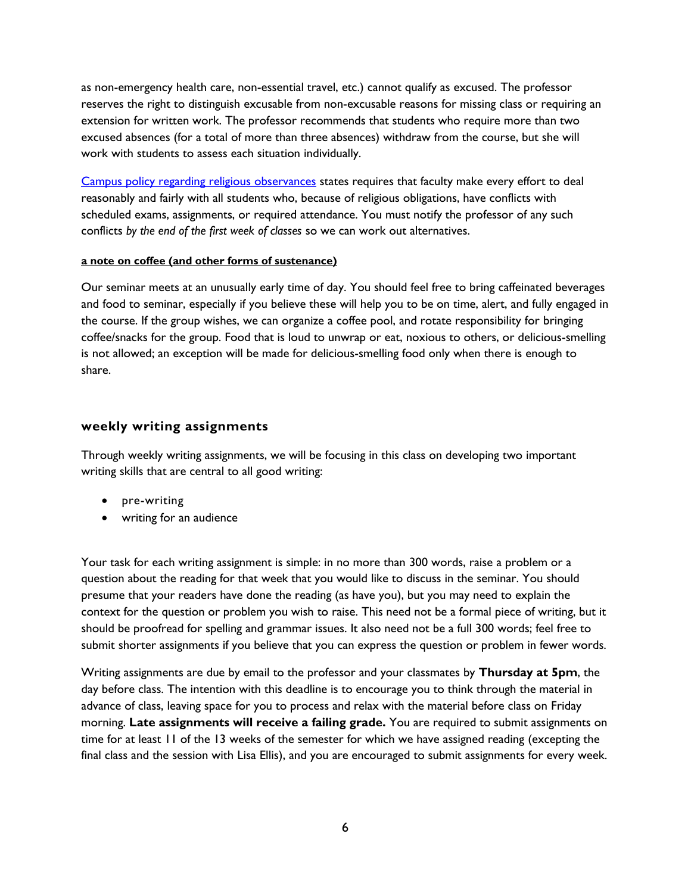as non-emergency health care, non-essential travel, etc.) cannot qualify as excused. The professor reserves the right to distinguish excusable from non-excusable reasons for missing class or requiring an extension for written work. The professor recommends that students who require more than two excused absences (for a total of more than three absences) withdraw from the course, but she will work with students to assess each situation individually.

[Campus policy regarding religious observances] states requires that faculty make every effort to deal reasonably and fairly with all students who, because of religious obligations, have conflicts with scheduled exams, assignments, or required attendance. You must notify the professor of any such conflicts *by the end of the first week of classes* so we can work out alternatives.

**a note on coffee (and other forms of sustenance)**

Our seminar meets at an unusually early time of day. You should feel free to bring caffeinated beverages and food to seminar, especially if you believe these will help you to be on time, alert, and fully engaged in the course. If the group wishes, we can organize a coffee pool, and rotate responsibility for bringing coffee/snacks for the group. Food that is loud to unwrap or eat, noxious to others, or delicious-smelling is not allowed; an exception will be made for delicious-smelling food only when there is enough to share.

## weekly writing assignments

Through weekly writing assignments, we will be focusing in this class on developing two important writing skills that are central to all good writing:

- pre-writing
- writing for an audience

Your task for each writing assignment is simple: in no more than 300 words, raise a problem or a question about the reading for that week that you would like to discuss in the seminar. You should presume that your readers have done the reading (as have you), but you may need to explain the context for the question or problem you wish to raise. This need not be a formal piece of writing, but it should be proofread for spelling and grammar issues. It also need not be a full 300 words; feel free to submit shorter assignments if you believe that you can express the question or problem in fewer words.

Writing assignments are due by email to the professor and your classmates by **Thursday at 5pm**, the day before class. The intention with this deadline is to encourage you to think through the material in advance of class, leaving space for you to process and relax with the material before class on Friday morning. **Late assignments will receive a failing grade.** You are required to submit assignments on time for at least 11 of the 13 weeks of the semester for which we have assigned reading (excepting the final class and the session with Lisa Ellis), and you are encouraged to submit assignments for every week.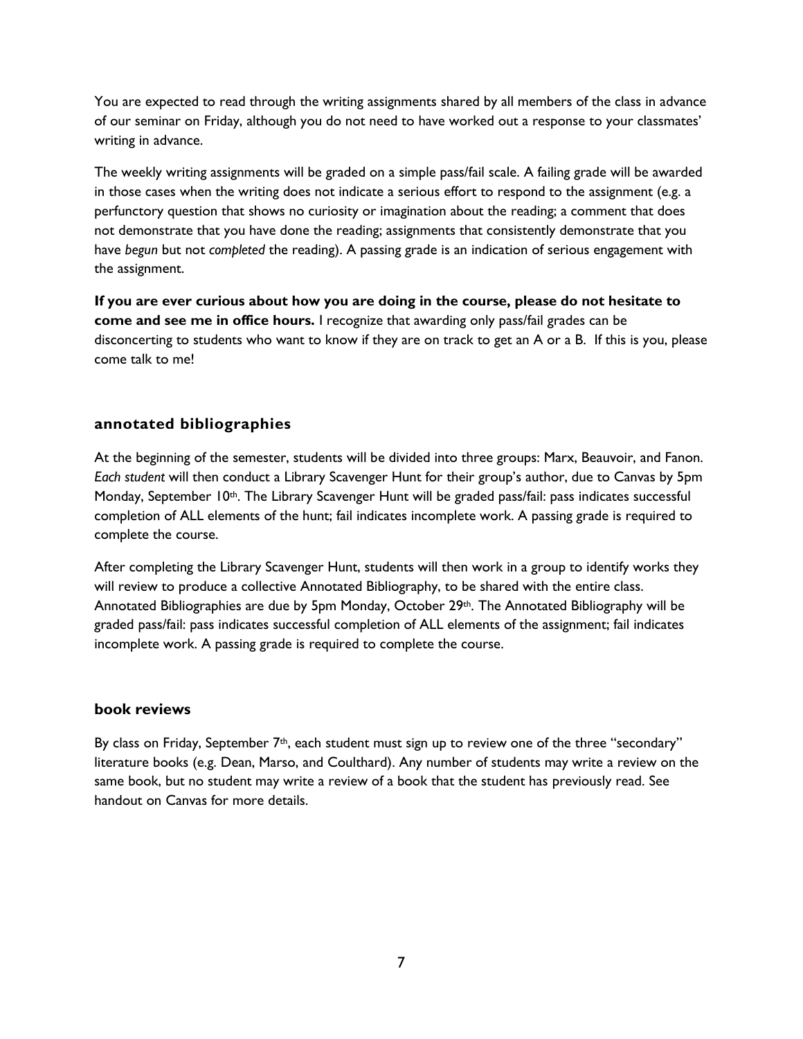You are expected to read through the writing assignments shared by all members of the class in advance of our seminar on Friday, although you do not need to have worked out a response to your classmates' writing in advance.

The weekly writing assignments will be graded on a simple pass/fail scale. A failing grade will be awarded in those cases when the writing does not indicate a serious effort to respond to the assignment (e.g. a perfunctory question that shows no curiosity or imagination about the reading; a comment that does not demonstrate that you have done the reading; assignments that consistently demonstrate that you have *begun* but not *completed* the reading). A passing grade is an indication of serious engagement with the assignment.

**If you are ever curious about how you are doing in the course, please do not hesitate to come and see me in office hours.** I recognize that awarding only pass/fail grades can be disconcerting to students who want to know if they are on track to get an A or a B. If this is you, please come talk to me!

### annotated bibliographies

At the beginning of the semester, students will be divided into three groups: Marx, Beauvoir, and Fanon. *Each student* will then conduct a Library Scavenger Hunt for their group's author, due to Canvas by 5pm Monday, September 10th. The Library Scavenger Hunt will be graded pass/fail: pass indicates successful completion of ALL elements of the hunt; fail indicates incomplete work. A passing grade is required to complete the course.

After completing the Library Scavenger Hunt, students will then work in a group to identify works they will review to produce a collective Annotated Bibliography, to be shared with the entire class. Annotated Bibliographies are due by 5pm Monday, October 29th. The Annotated Bibliography will be graded pass/fail: pass indicates successful completion of ALL elements of the assignment; fail indicates incomplete work. A passing grade is required to complete the course.

### book reviews

By class on Friday, September 7th, each student must sign up to review one of the three "secondary" literature books (e.g. Dean, Marso, and Coulthard). Any number of students may write a review on the same book, but no student may write a review of a book that the student has previously read. See handout on Canvas for more details.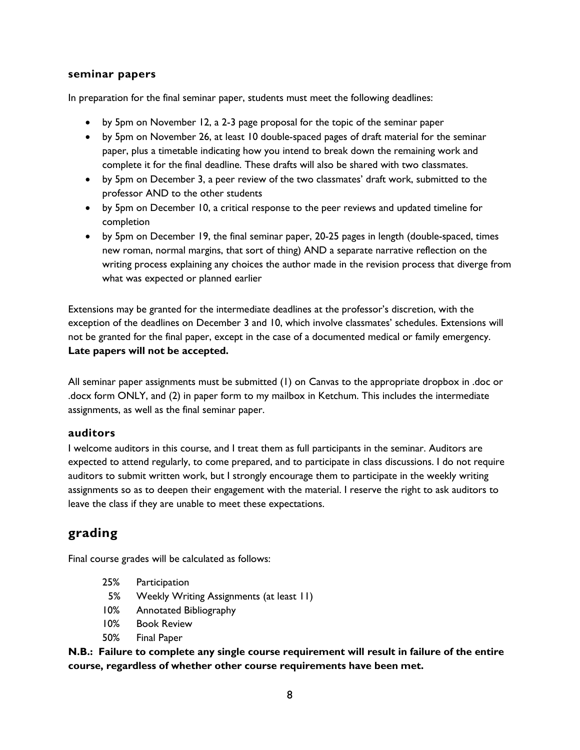### seminar papers

In preparation for the final seminar paper, students must meet the following deadlines:

- by 5pm on November 12, a 2-3 page proposal for the topic of the seminar paper
- by 5pm on November 26, at least 10 double-spaced pages of draft material for the seminar paper, plus a timetable indicating how you intend to break down the remaining work and complete it for the final deadline. These drafts will also be shared with two classmates.
- by 5pm on December 3, a peer review of the two classmates' draft work, submitted to the professor AND to the other students
- by 5pm on December 10, a critical response to the peer reviews and updated timeline for completion
- by 5pm on December 19, the final seminar paper, 20-25 pages in length (double-spaced, times new roman, normal margins, that sort of thing) AND a separate narrative reflection on the writing process explaining any choices the author made in the revision process that diverge from what was expected or planned earlier

Extensions may be granted for the intermediate deadlines at the professor's discretion, with the exception of the deadlines on December 3 and 10, which involve classmates' schedules. Extensions will not be granted for the final paper, except in the case of a documented medical or family emergency. **Late papers will not be accepted.**

All seminar paper assignments must be submitted (1) on Canvas to the appropriate dropbox in .doc or .docx form ONLY, and (2) in paper form to my mailbox in Ketchum. This includes the intermediate assignments, as well as the final seminar paper.

### auditors

I welcome auditors in this course, and I treat them as full participants in the seminar. Auditors are expected to attend regularly, to come prepared, and to participate in class discussions. I do not require auditors to submit written work, but I strongly encourage them to participate in the weekly writing assignments so as to deepen their engagement with the material. I reserve the right to ask auditors to leave the class if they are unable to meet these expectations.

## grading

Final course grades will be calculated as follows:

| | |
|---|---|
| 25% | Participation |
| 5% | Weekly Writing Assignments (at least 11) |
| 10% | Annotated Bibliography |
| 10% | Book Review |
| 50% | Final Paper |

**N.B.: Failure to complete any single course requirement will result in failure of the entire course, regardless of whether other course requirements have been met.**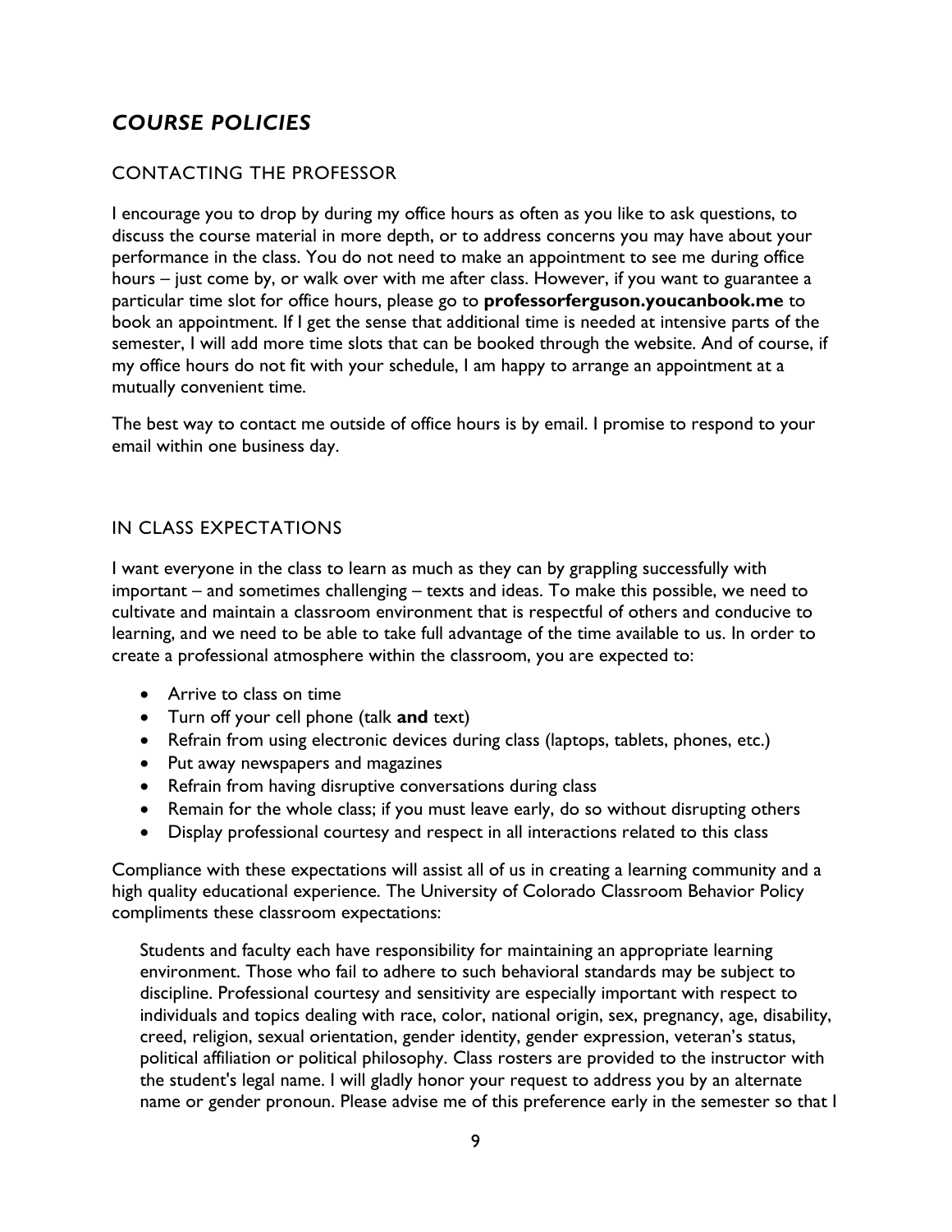## *COURSE POLICIES*

### CONTACTING THE PROFESSOR

I encourage you to drop by during my office hours as often as you like to ask questions, to discuss the course material in more depth, or to address concerns you may have about your performance in the class. You do not need to make an appointment to see me during office hours – just come by, or walk over with me after class. However, if you want to guarantee a particular time slot for office hours, please go to **professorferguson.youcanbook.me** to book an appointment. If I get the sense that additional time is needed at intensive parts of the semester, I will add more time slots that can be booked through the website. And of course, if my office hours do not fit with your schedule, I am happy to arrange an appointment at a mutually convenient time.

The best way to contact me outside of office hours is by email. I promise to respond to your email within one business day.

### IN CLASS EXPECTATIONS

I want everyone in the class to learn as much as they can by grappling successfully with important – and sometimes challenging – texts and ideas. To make this possible, we need to cultivate and maintain a classroom environment that is respectful of others and conducive to learning, and we need to be able to take full advantage of the time available to us. In order to create a professional atmosphere within the classroom, you are expected to:

- Arrive to class on time
- Turn off your cell phone (talk **and** text)
- Refrain from using electronic devices during class (laptops, tablets, phones, etc.)
- Put away newspapers and magazines
- Refrain from having disruptive conversations during class
- Remain for the whole class; if you must leave early, do so without disrupting others
- Display professional courtesy and respect in all interactions related to this class

Compliance with these expectations will assist all of us in creating a learning community and a high quality educational experience. The University of Colorado Classroom Behavior Policy compliments these classroom expectations:

> Students and faculty each have responsibility for maintaining an appropriate learning environment. Those who fail to adhere to such behavioral standards may be subject to discipline. Professional courtesy and sensitivity are especially important with respect to individuals and topics dealing with race, color, national origin, sex, pregnancy, age, disability, creed, religion, sexual orientation, gender identity, gender expression, veteran's status, political affiliation or political philosophy. Class rosters are provided to the instructor with the student's legal name. I will gladly honor your request to address you by an alternate name or gender pronoun. Please advise me of this preference early in the semester so that I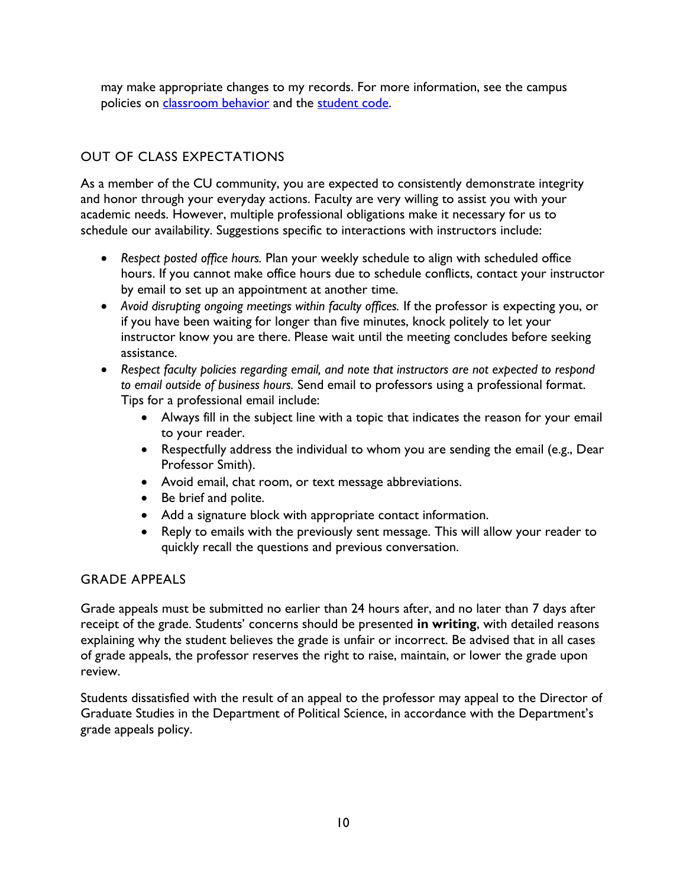may make appropriate changes to my records. For more information, see the campus policies on [classroom behavior]() and the [student code]().

## OUT OF CLASS EXPECTATIONS

As a member of the CU community, you are expected to consistently demonstrate integrity and honor through your everyday actions. Faculty are very willing to assist you with your academic needs. However, multiple professional obligations make it necessary for us to schedule our availability. Suggestions specific to interactions with instructors include:

- *Respect posted office hours.* Plan your weekly schedule to align with scheduled office hours. If you cannot make office hours due to schedule conflicts, contact your instructor by email to set up an appointment at another time.
- *Avoid disrupting ongoing meetings within faculty offices.* If the professor is expecting you, or if you have been waiting for longer than five minutes, knock politely to let your instructor know you are there. Please wait until the meeting concludes before seeking assistance.
- *Respect faculty policies regarding email, and note that instructors are not expected to respond to email outside of business hours.* Send email to professors using a professional format. Tips for a professional email include:
  - Always fill in the subject line with a topic that indicates the reason for your email to your reader.
  - Respectfully address the individual to whom you are sending the email (e.g., Dear Professor Smith).
  - Avoid email, chat room, or text message abbreviations.
  - Be brief and polite.
  - Add a signature block with appropriate contact information.
  - Reply to emails with the previously sent message. This will allow your reader to quickly recall the questions and previous conversation.

## GRADE APPEALS

Grade appeals must be submitted no earlier than 24 hours after, and no later than 7 days after receipt of the grade. Students' concerns should be presented **in writing**, with detailed reasons explaining why the student believes the grade is unfair or incorrect. Be advised that in all cases of grade appeals, the professor reserves the right to raise, maintain, or lower the grade upon review.

Students dissatisfied with the result of an appeal to the professor may appeal to the Director of Graduate Studies in the Department of Political Science, in accordance with the Department's grade appeals policy.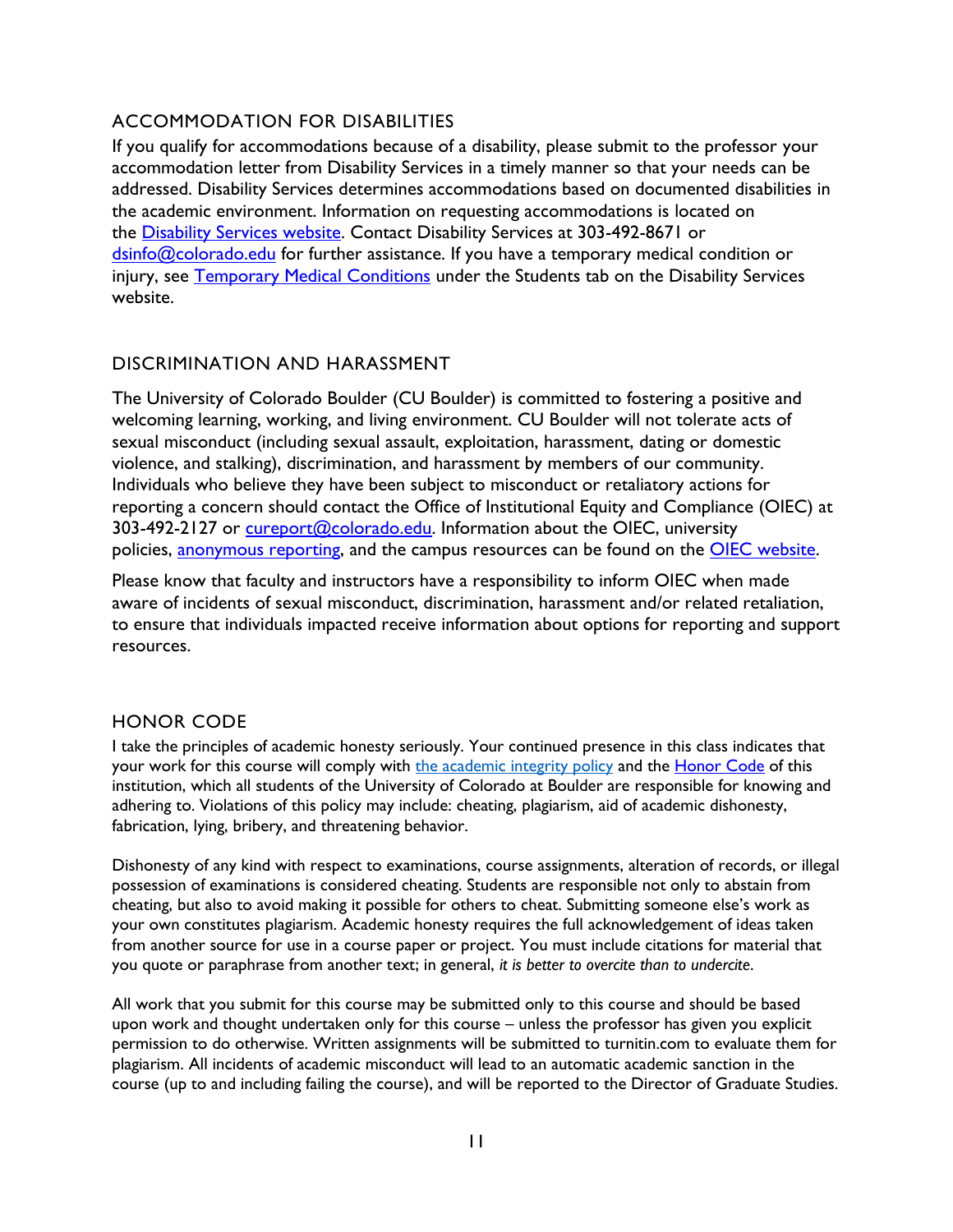## ACCOMMODATION FOR DISABILITIES

If you qualify for accommodations because of a disability, please submit to the professor your accommodation letter from Disability Services in a timely manner so that your needs can be addressed. Disability Services determines accommodations based on documented disabilities in the academic environment. Information on requesting accommodations is located on the Disability Services website. Contact Disability Services at 303-492-8671 or dsinfo@colorado.edu for further assistance. If you have a temporary medical condition or injury, see Temporary Medical Conditions under the Students tab on the Disability Services website.

## DISCRIMINATION AND HARASSMENT

The University of Colorado Boulder (CU Boulder) is committed to fostering a positive and welcoming learning, working, and living environment. CU Boulder will not tolerate acts of sexual misconduct (including sexual assault, exploitation, harassment, dating or domestic violence, and stalking), discrimination, and harassment by members of our community. Individuals who believe they have been subject to misconduct or retaliatory actions for reporting a concern should contact the Office of Institutional Equity and Compliance (OIEC) at 303-492-2127 or cureport@colorado.edu. Information about the OIEC, university policies, anonymous reporting, and the campus resources can be found on the OIEC website.

Please know that faculty and instructors have a responsibility to inform OIEC when made aware of incidents of sexual misconduct, discrimination, harassment and/or related retaliation, to ensure that individuals impacted receive information about options for reporting and support resources.

## HONOR CODE

I take the principles of academic honesty seriously. Your continued presence in this class indicates that your work for this course will comply with the academic integrity policy and the Honor Code of this institution, which all students of the University of Colorado at Boulder are responsible for knowing and adhering to. Violations of this policy may include: cheating, plagiarism, aid of academic dishonesty, fabrication, lying, bribery, and threatening behavior.

Dishonesty of any kind with respect to examinations, course assignments, alteration of records, or illegal possession of examinations is considered cheating. Students are responsible not only to abstain from cheating, but also to avoid making it possible for others to cheat. Submitting someone else's work as your own constitutes plagiarism. Academic honesty requires the full acknowledgement of ideas taken from another source for use in a course paper or project. You must include citations for material that you quote or paraphrase from another text; in general, *it is better to overcite than to undercite*.

All work that you submit for this course may be submitted only to this course and should be based upon work and thought undertaken only for this course – unless the professor has given you explicit permission to do otherwise. Written assignments will be submitted to turnitin.com to evaluate them for plagiarism. All incidents of academic misconduct will lead to an automatic academic sanction in the course (up to and including failing the course), and will be reported to the Director of Graduate Studies.